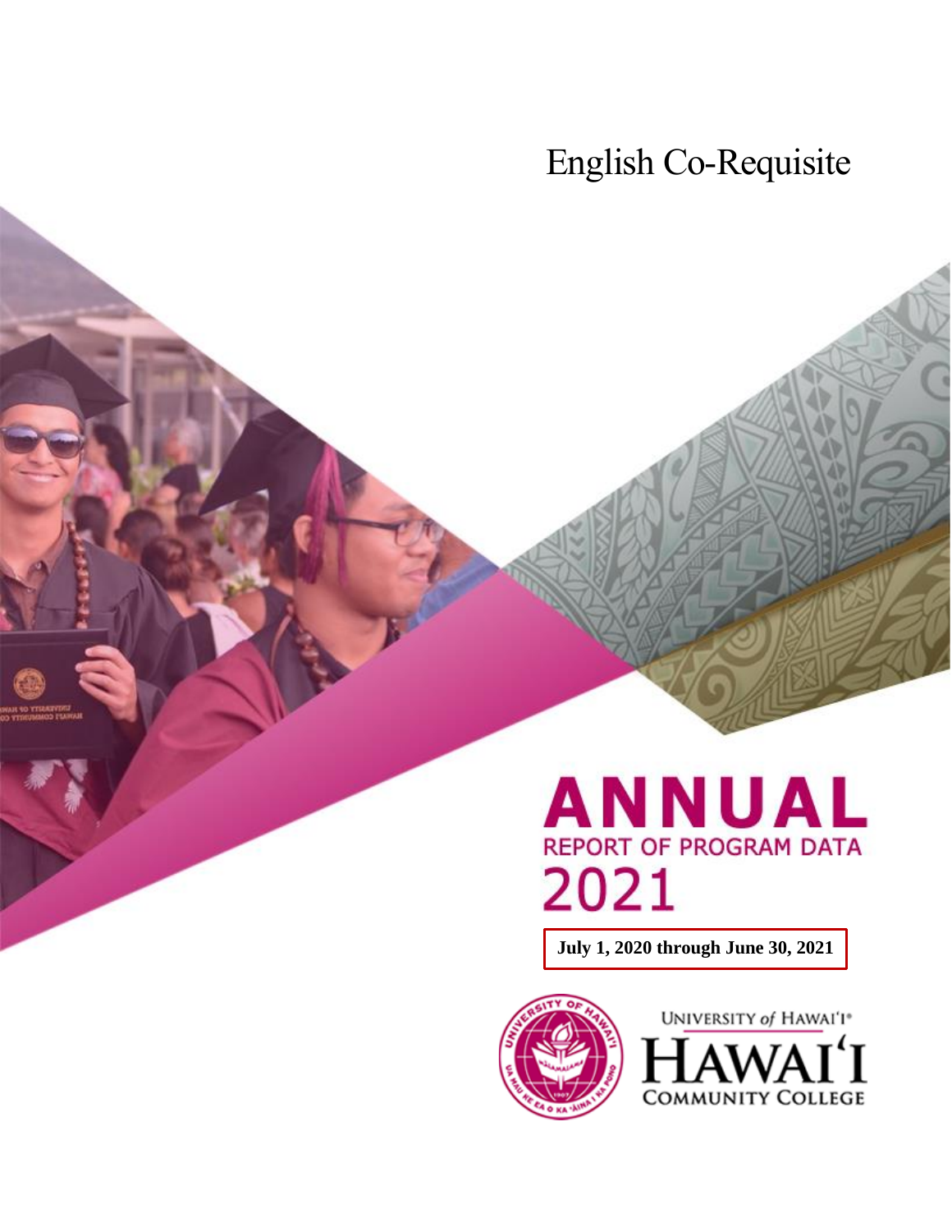# English Co-Requisite

# ANNUAL

## REPORT OF PROGRAM DATA

## 2021

**July 1, 2020 through June 30, 2021**

UNIVERSITY of HAWAI'I®

HAWAI'I

COMMUNITY COLLEGE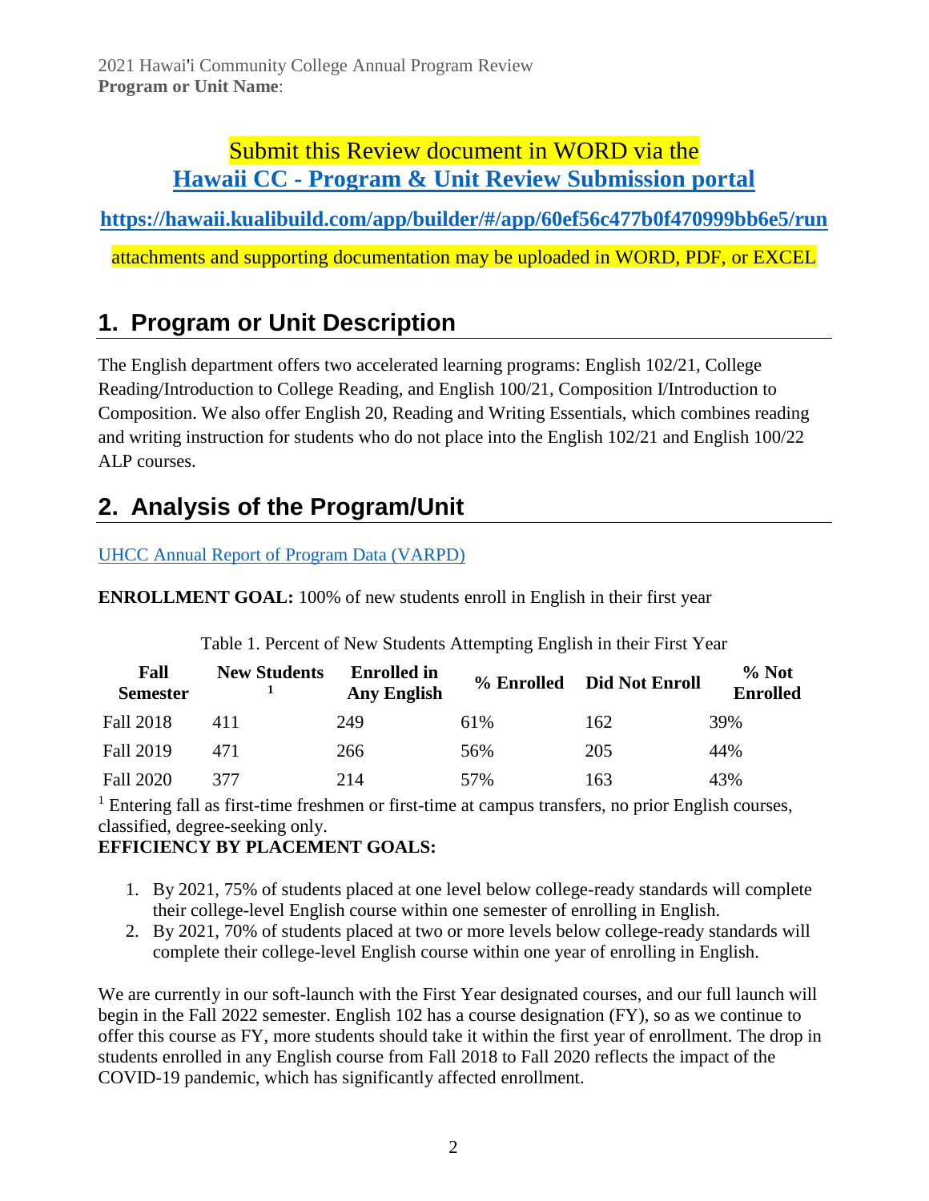2021 Hawaiʻi Community College Annual Program Review
**Program or Unit Name**:

Submit this Review document in WORD via the
**[Hawaii CC - Program & Unit Review Submission portal](https://hawaii.kualibuild.com/app/builder/#/app/60ef56c477b0f470999bb6e5/run)**

**https://hawaii.kualibuild.com/app/builder/#/app/60ef56c477b0f470999bb6e5/run**

attachments and supporting documentation may be uploaded in WORD, PDF, or EXCEL

## 1. Program or Unit Description

The English department offers two accelerated learning programs: English 102/21, College Reading/Introduction to College Reading, and English 100/21, Composition I/Introduction to Composition. We also offer English 20, Reading and Writing Essentials, which combines reading and writing instruction for students who do not place into the English 102/21 and English 100/22 ALP courses.

## 2. Analysis of the Program/Unit

[UHCC Annual Report of Program Data (VARPD)]()

**ENROLLMENT GOAL:** 100% of new students enroll in English in their first year

Table 1. Percent of New Students Attempting English in their First Year

| Fall Semester | New Students [1] | Enrolled in Any English | % Enrolled | Did Not Enroll | % Not Enrolled |
|---|---|---|---|---|---|
| Fall 2018 | 411 | 249 | 61% | 162 | 39% |
| Fall 2019 | 471 | 266 | 56% | 205 | 44% |
| Fall 2020 | 377 | 214 | 57% | 163 | 43% |

[1] Entering fall as first-time freshmen or first-time at campus transfers, no prior English courses, classified, degree-seeking only.

**EFFICIENCY BY PLACEMENT GOALS:**

1. By 2021, 75% of students placed at one level below college-ready standards will complete their college-level English course within one semester of enrolling in English.
2. By 2021, 70% of students placed at two or more levels below college-ready standards will complete their college-level English course within one year of enrolling in English.

We are currently in our soft-launch with the First Year designated courses, and our full launch will begin in the Fall 2022 semester. English 102 has a course designation (FY), so as we continue to offer this course as FY, more students should take it within the first year of enrollment. The drop in students enrolled in any English course from Fall 2018 to Fall 2020 reflects the impact of the COVID-19 pandemic, which has significantly affected enrollment.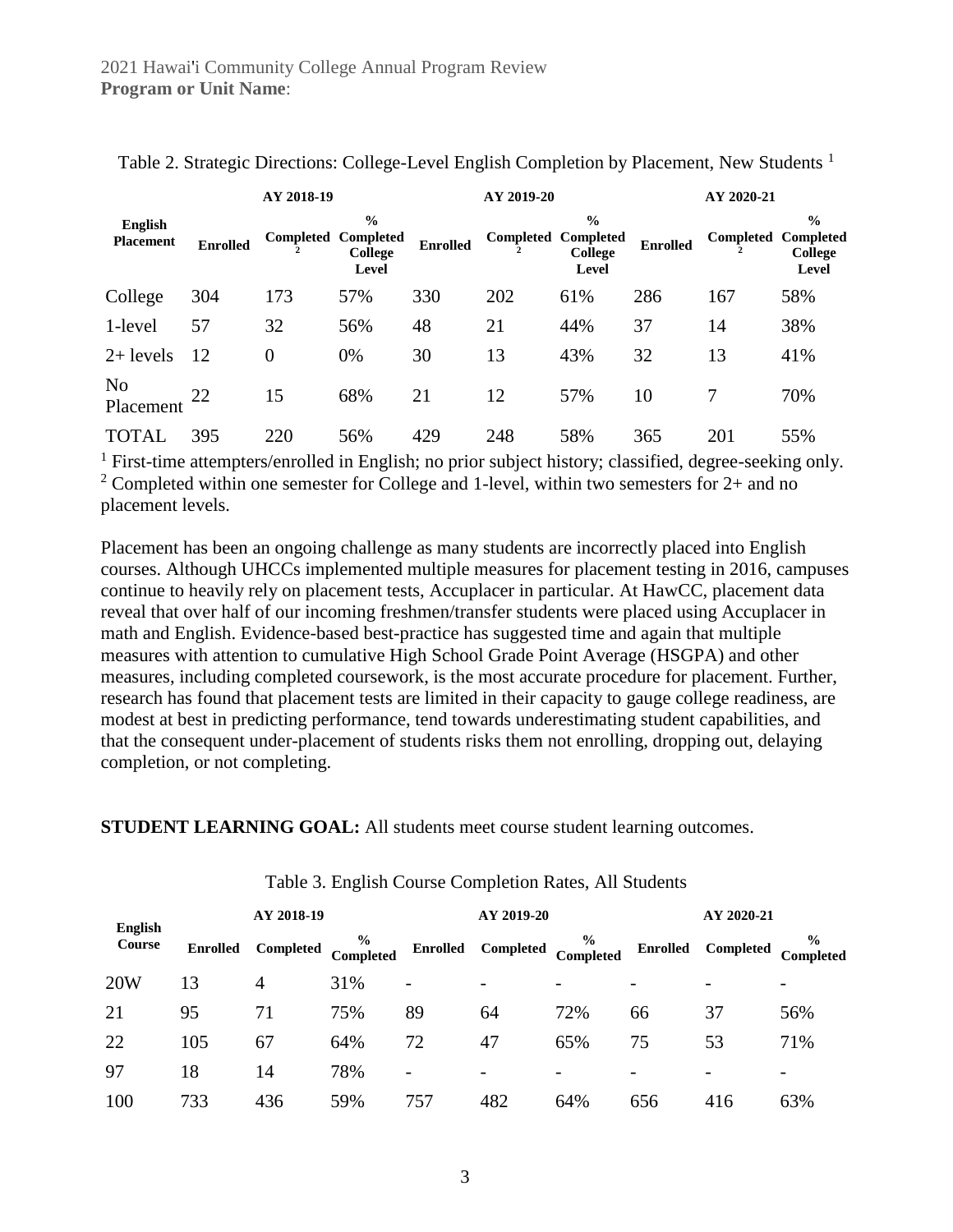Table 2. Strategic Directions: College-Level English Completion by Placement, New Students [1]

| English Placement | AY 2018-19 | | | AY 2019-20 | | | AY 2020-21 | | |
|---|---|---|---|---|---|---|---|---|---|
| | Enrolled | Completed [2] | % Completed College Level | Enrolled | Completed [2] | % Completed College Level | Enrolled | Completed [2] | % Completed College Level |
| College | 304 | 173 | 57% | 330 | 202 | 61% | 286 | 167 | 58% |
| 1-level | 57 | 32 | 56% | 48 | 21 | 44% | 37 | 14 | 38% |
| 2+ levels | 12 | 0 | 0% | 30 | 13 | 43% | 32 | 13 | 41% |
| No Placement | 22 | 15 | 68% | 21 | 12 | 57% | 10 | 7 | 70% |
| TOTAL | 395 | 220 | 56% | 429 | 248 | 58% | 365 | 201 | 55% |

[1] First-time attempters/enrolled in English; no prior subject history; classified, degree-seeking only.
[2] Completed within one semester for College and 1-level, within two semesters for 2+ and no placement levels.

Placement has been an ongoing challenge as many students are incorrectly placed into English courses. Although UHCCs implemented multiple measures for placement testing in 2016, campuses continue to heavily rely on placement tests, Accuplacer in particular. At HawCC, placement data reveal that over half of our incoming freshmen/transfer students were placed using Accuplacer in math and English. Evidence-based best-practice has suggested time and again that multiple measures with attention to cumulative High School Grade Point Average (HSGPA) and other measures, including completed coursework, is the most accurate procedure for placement. Further, research has found that placement tests are limited in their capacity to gauge college readiness, are modest at best in predicting performance, tend towards underestimating student capabilities, and that the consequent under-placement of students risks them not enrolling, dropping out, delaying completion, or not completing.

**STUDENT LEARNING GOAL:** All students meet course student learning outcomes.

Table 3. English Course Completion Rates, All Students

| English Course | AY 2018-19 | | | AY 2019-20 | | | AY 2020-21 | | |
|---|---|---|---|---|---|---|---|---|---|
| | Enrolled | Completed | % Completed | Enrolled | Completed | % Completed | Enrolled | Completed | % Completed |
| 20W | 13 | 4 | 31% | - | - | - | - | - | - |
| 21 | 95 | 71 | 75% | 89 | 64 | 72% | 66 | 37 | 56% |
| 22 | 105 | 67 | 64% | 72 | 47 | 65% | 75 | 53 | 71% |
| 97 | 18 | 14 | 78% | - | - | - | - | - | - |
| 100 | 733 | 436 | 59% | 757 | 482 | 64% | 656 | 416 | 63% |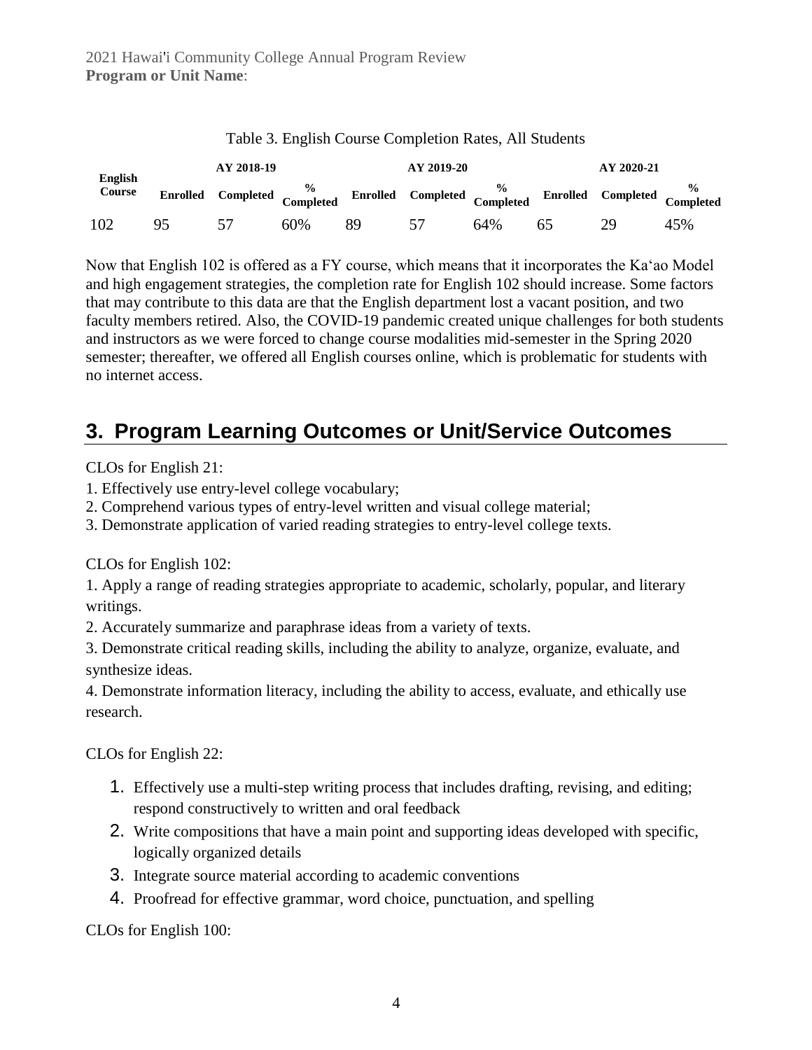Table 3. English Course Completion Rates, All Students

| English Course | AY 2018-19 | | | AY 2019-20 | | | AY 2020-21 | | |
|---|---|---|---|---|---|---|---|---|---|
| | Enrolled | Completed | % Completed | Enrolled | Completed | % Completed | Enrolled | Completed | % Completed |
| 102 | 95 | 57 | 60% | 89 | 57 | 64% | 65 | 29 | 45% |

Now that English 102 is offered as a FY course, which means that it incorporates the Ka'ao Model and high engagement strategies, the completion rate for English 102 should increase. Some factors that may contribute to this data are that the English department lost a vacant position, and two faculty members retired. Also, the COVID-19 pandemic created unique challenges for both students and instructors as we were forced to change course modalities mid-semester in the Spring 2020 semester; thereafter, we offered all English courses online, which is problematic for students with no internet access.

# 3. Program Learning Outcomes or Unit/Service Outcomes

CLOs for English 21:

1. Effectively use entry-level college vocabulary;
2. Comprehend various types of entry-level written and visual college material;
3. Demonstrate application of varied reading strategies to entry-level college texts.

CLOs for English 102:

1. Apply a range of reading strategies appropriate to academic, scholarly, popular, and literary writings.
2. Accurately summarize and paraphrase ideas from a variety of texts.
3. Demonstrate critical reading skills, including the ability to analyze, organize, evaluate, and synthesize ideas.
4. Demonstrate information literacy, including the ability to access, evaluate, and ethically use research.

CLOs for English 22:

1. Effectively use a multi-step writing process that includes drafting, revising, and editing; respond constructively to written and oral feedback
2. Write compositions that have a main point and supporting ideas developed with specific, logically organized details
3. Integrate source material according to academic conventions
4. Proofread for effective grammar, word choice, punctuation, and spelling

CLOs for English 100: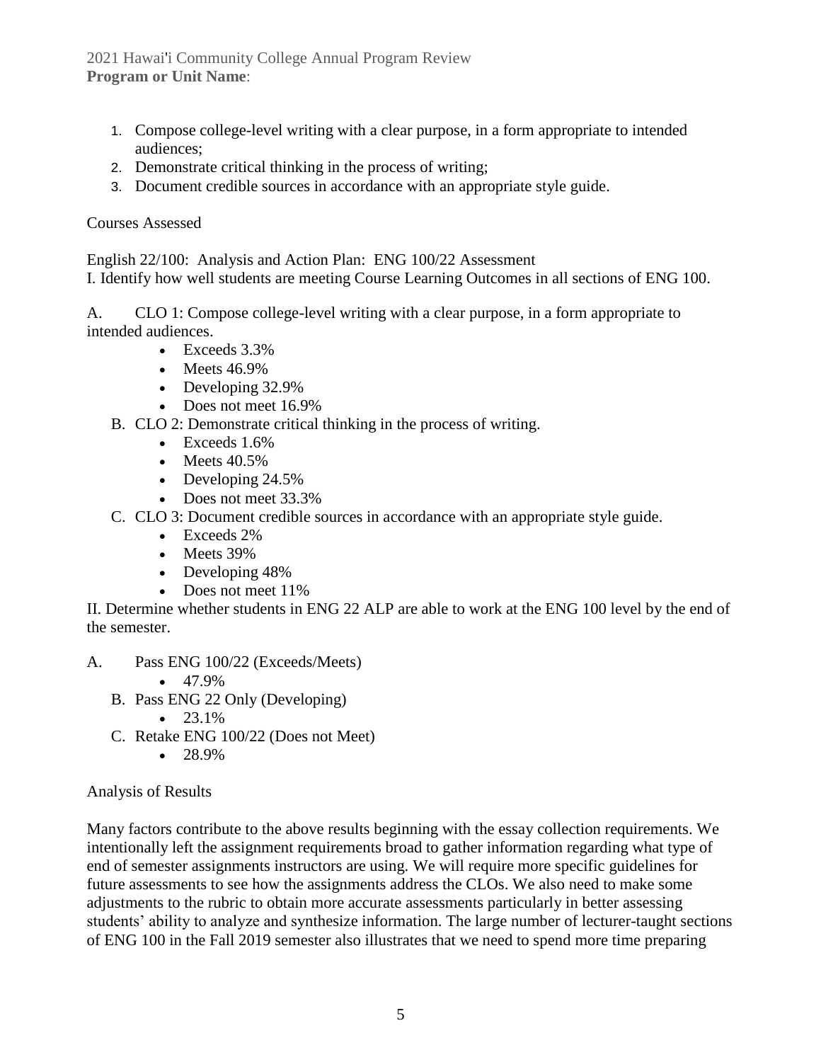1. Compose college-level writing with a clear purpose, in a form appropriate to intended audiences;
2. Demonstrate critical thinking in the process of writing;
3. Document credible sources in accordance with an appropriate style guide.

Courses Assessed

English 22/100: Analysis and Action Plan: ENG 100/22 Assessment

I. Identify how well students are meeting Course Learning Outcomes in all sections of ENG 100.

A. CLO 1: Compose college-level writing with a clear purpose, in a form appropriate to intended audiences.
- Exceeds 3.3%
- Meets 46.9%
- Developing 32.9%
- Does not meet 16.9%

B. CLO 2: Demonstrate critical thinking in the process of writing.
- Exceeds 1.6%
- Meets 40.5%
- Developing 24.5%
- Does not meet 33.3%

C. CLO 3: Document credible sources in accordance with an appropriate style guide.
- Exceeds 2%
- Meets 39%
- Developing 48%
- Does not meet 11%

II. Determine whether students in ENG 22 ALP are able to work at the ENG 100 level by the end of the semester.

A. Pass ENG 100/22 (Exceeds/Meets)
- 47.9%

B. Pass ENG 22 Only (Developing)
- 23.1%

C. Retake ENG 100/22 (Does not Meet)
- 28.9%

Analysis of Results

Many factors contribute to the above results beginning with the essay collection requirements. We intentionally left the assignment requirements broad to gather information regarding what type of end of semester assignments instructors are using. We will require more specific guidelines for future assessments to see how the assignments address the CLOs. We also need to make some adjustments to the rubric to obtain more accurate assessments particularly in better assessing students' ability to analyze and synthesize information. The large number of lecturer-taught sections of ENG 100 in the Fall 2019 semester also illustrates that we need to spend more time preparing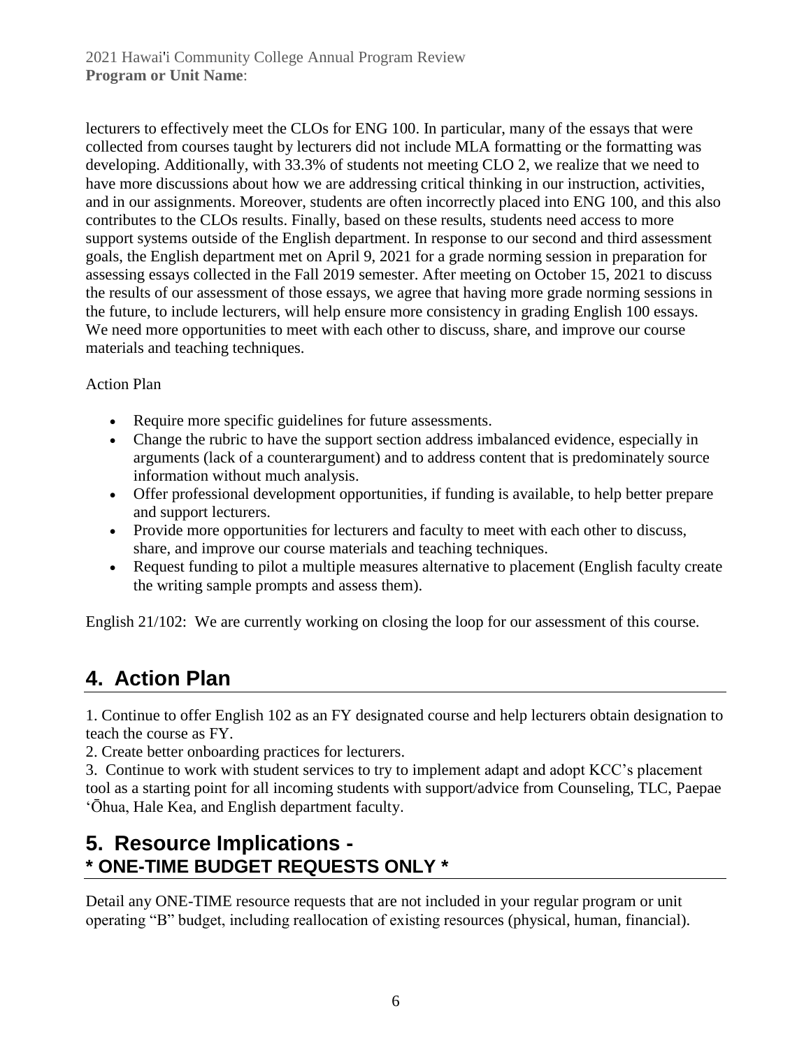lecturers to effectively meet the CLOs for ENG 100. In particular, many of the essays that were collected from courses taught by lecturers did not include MLA formatting or the formatting was developing. Additionally, with 33.3% of students not meeting CLO 2, we realize that we need to have more discussions about how we are addressing critical thinking in our instruction, activities, and in our assignments. Moreover, students are often incorrectly placed into ENG 100, and this also contributes to the CLOs results. Finally, based on these results, students need access to more support systems outside of the English department. In response to our second and third assessment goals, the English department met on April 9, 2021 for a grade norming session in preparation for assessing essays collected in the Fall 2019 semester. After meeting on October 15, 2021 to discuss the results of our assessment of those essays, we agree that having more grade norming sessions in the future, to include lecturers, will help ensure more consistency in grading English 100 essays. We need more opportunities to meet with each other to discuss, share, and improve our course materials and teaching techniques.

Action Plan

- Require more specific guidelines for future assessments.
- Change the rubric to have the support section address imbalanced evidence, especially in arguments (lack of a counterargument) and to address content that is predominately source information without much analysis.
- Offer professional development opportunities, if funding is available, to help better prepare and support lecturers.
- Provide more opportunities for lecturers and faculty to meet with each other to discuss, share, and improve our course materials and teaching techniques.
- Request funding to pilot a multiple measures alternative to placement (English faculty create the writing sample prompts and assess them).

English 21/102: We are currently working on closing the loop for our assessment of this course.

## 4. Action Plan

1. Continue to offer English 102 as an FY designated course and help lecturers obtain designation to teach the course as FY.
2. Create better onboarding practices for lecturers.
3. Continue to work with student services to try to implement adapt and adopt KCC's placement tool as a starting point for all incoming students with support/advice from Counseling, TLC, Paepae ʻŌhua, Hale Kea, and English department faculty.

## 5. Resource Implications - * ONE-TIME BUDGET REQUESTS ONLY *

Detail any ONE-TIME resource requests that are not included in your regular program or unit operating "B" budget, including reallocation of existing resources (physical, human, financial).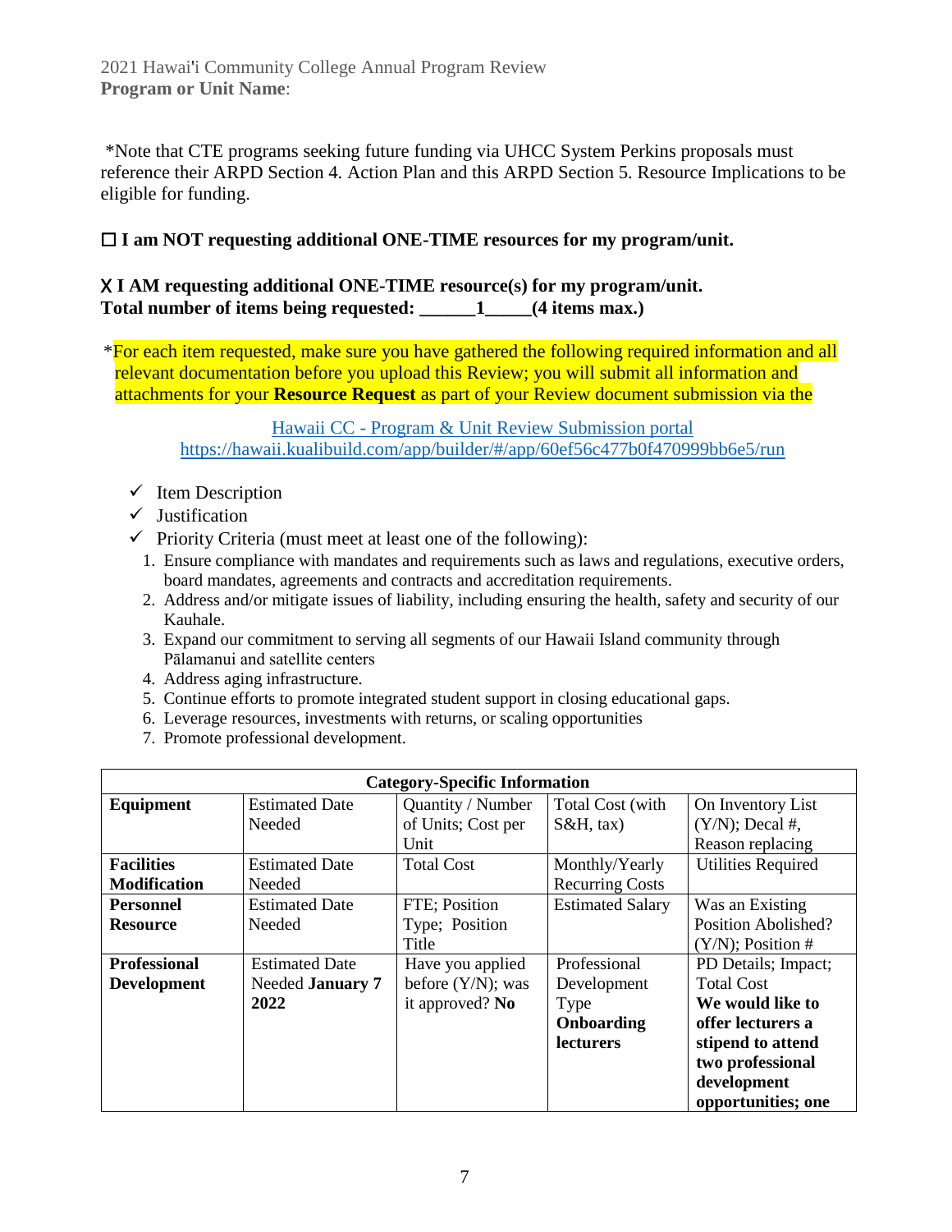2021 Hawaiʻi Community College Annual Program Review
**Program or Unit Name**:

*Note that CTE programs seeking future funding via UHCC System Perkins proposals must reference their ARPD Section 4. Action Plan and this ARPD Section 5. Resource Implications to be eligible for funding.

☐ **I am NOT requesting additional ONE-TIME resources for my program/unit.**

X **I AM requesting additional ONE-TIME resource(s) for my program/unit.**
**Total number of items being requested: ______1_____(4 items max.)**

*For each item requested, make sure you have gathered the following required information and all relevant documentation before you upload this Review; you will submit all information and attachments for your **Resource Request** as part of your Review document submission via the

[Hawaii CC - Program & Unit Review Submission portal](https://hawaii.kualibuild.com/app/builder/#/app/60ef56c477b0f470999bb6e5/run)
https://hawaii.kualibuild.com/app/builder/#/app/60ef56c477b0f470999bb6e5/run

- ✓ Item Description
- ✓ Justification
- ✓ Priority Criteria (must meet at least one of the following):
  1. Ensure compliance with mandates and requirements such as laws and regulations, executive orders, board mandates, agreements and contracts and accreditation requirements.
  2. Address and/or mitigate issues of liability, including ensuring the health, safety and security of our Kauhale.
  3. Expand our commitment to serving all segments of our Hawaii Island community through Pālamanui and satellite centers
  4. Address aging infrastructure.
  5. Continue efforts to promote integrated student support in closing educational gaps.
  6. Leverage resources, investments with returns, or scaling opportunities
  7. Promote professional development.

| Category-Specific Information | | | | |
|---|---|---|---|---|
| **Equipment** | Estimated Date Needed | Quantity / Number of Units; Cost per Unit | Total Cost (with S&H, tax) | On Inventory List (Y/N); Decal #, Reason replacing |
| **Facilities Modification** | Estimated Date Needed | Total Cost | Monthly/Yearly Recurring Costs | Utilities Required |
| **Personnel Resource** | Estimated Date Needed | FTE; Position Type; Position Title | Estimated Salary | Was an Existing Position Abolished? (Y/N); Position # |
| **Professional Development** | Estimated Date Needed **January 7 2022** | Have you applied before (Y/N); was it approved? **No** | Professional Development Type **Onboarding lecturers** | PD Details; Impact; Total Cost **We would like to offer lecturers a stipend to attend two professional development opportunities; one** |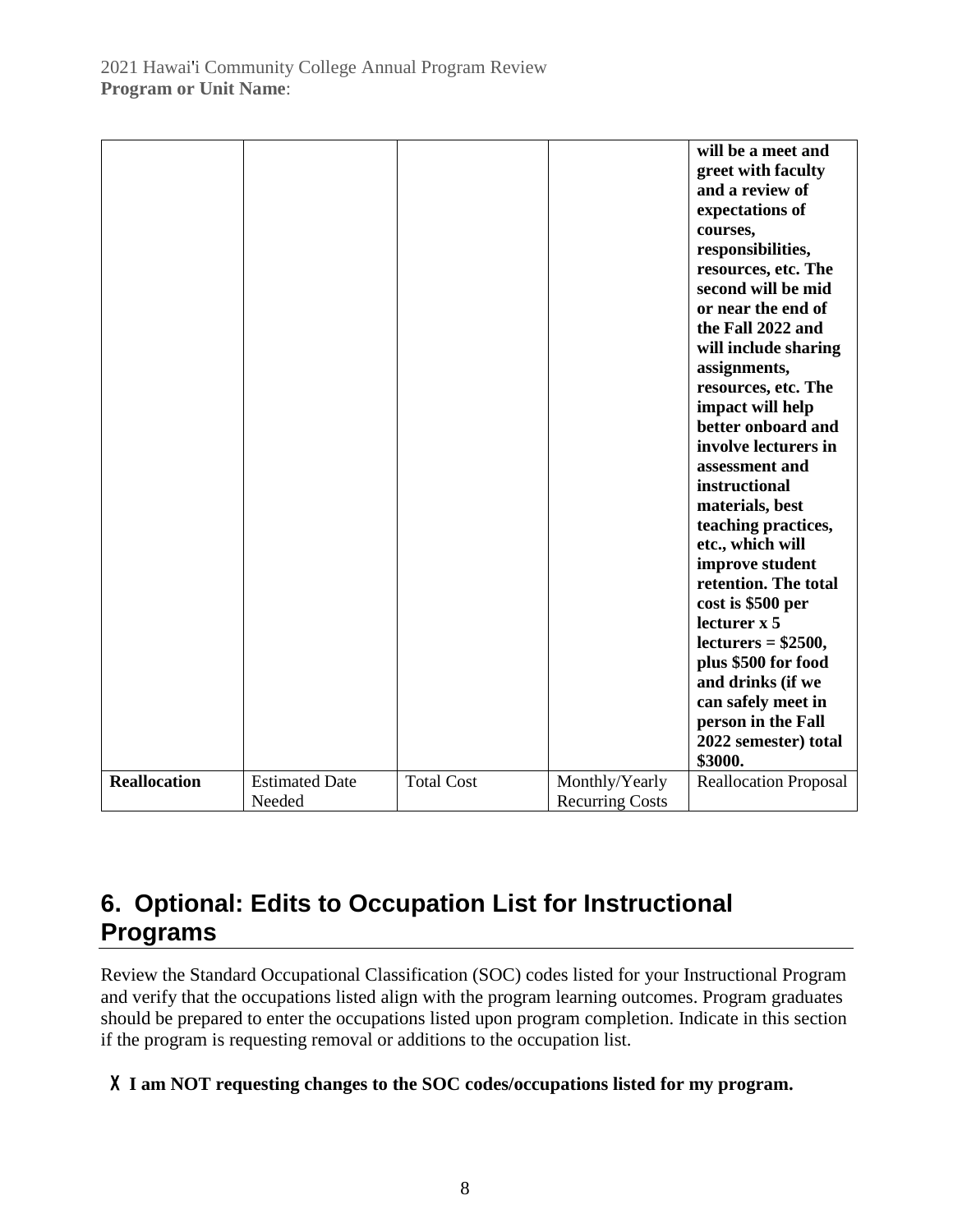|  |  |  |  | **will be a meet and greet with faculty and a review of expectations of courses, responsibilities, resources, etc. The second will be mid or near the end of the Fall 2022 and will include sharing assignments, resources, etc. The impact will help better onboard and involve lecturers in assessment and instructional materials, best teaching practices, etc., which will improve student retention. The total cost is $500 per lecturer x 5 lecturers = $2500, plus $500 for food and drinks (if we can safely meet in person in the Fall 2022 semester) total $3000.** |
|---|---|---|---|---|
| **Reallocation** | Estimated Date Needed | Total Cost | Monthly/Yearly Recurring Costs | Reallocation Proposal |

## 6. Optional: Edits to Occupation List for Instructional Programs

Review the Standard Occupational Classification (SOC) codes listed for your Instructional Program and verify that the occupations listed align with the program learning outcomes. Program graduates should be prepared to enter the occupations listed upon program completion. Indicate in this section if the program is requesting removal or additions to the occupation list.

**X I am NOT requesting changes to the SOC codes/occupations listed for my program.**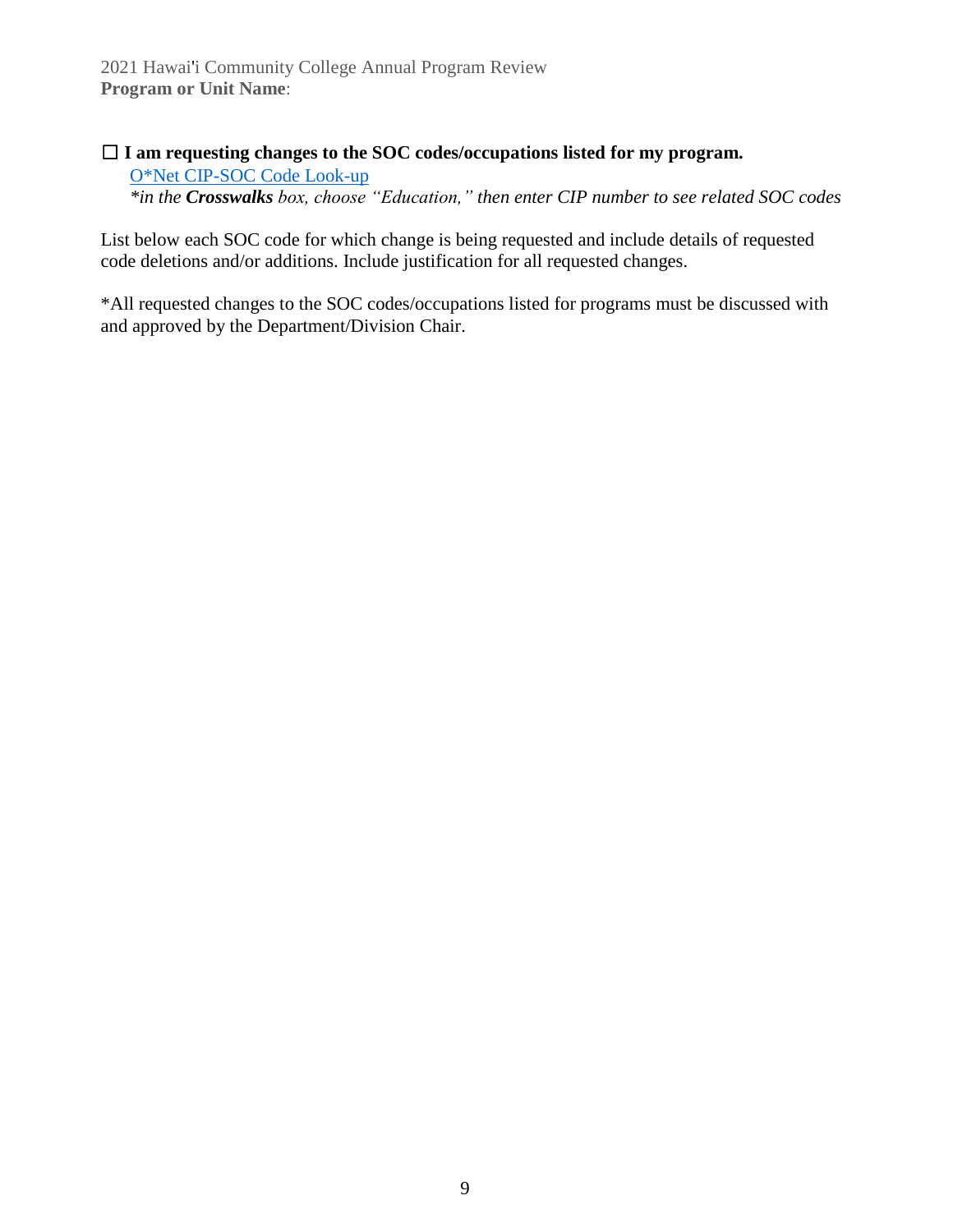☐ **I am requesting changes to the SOC codes/occupations listed for my program.**

[O*Net CIP-SOC Code Look-up]

*\*in the **Crosswalks** box, choose "Education," then enter CIP number to see related SOC codes*

List below each SOC code for which change is being requested and include details of requested code deletions and/or additions. Include justification for all requested changes.

\*All requested changes to the SOC codes/occupations listed for programs must be discussed with and approved by the Department/Division Chair.